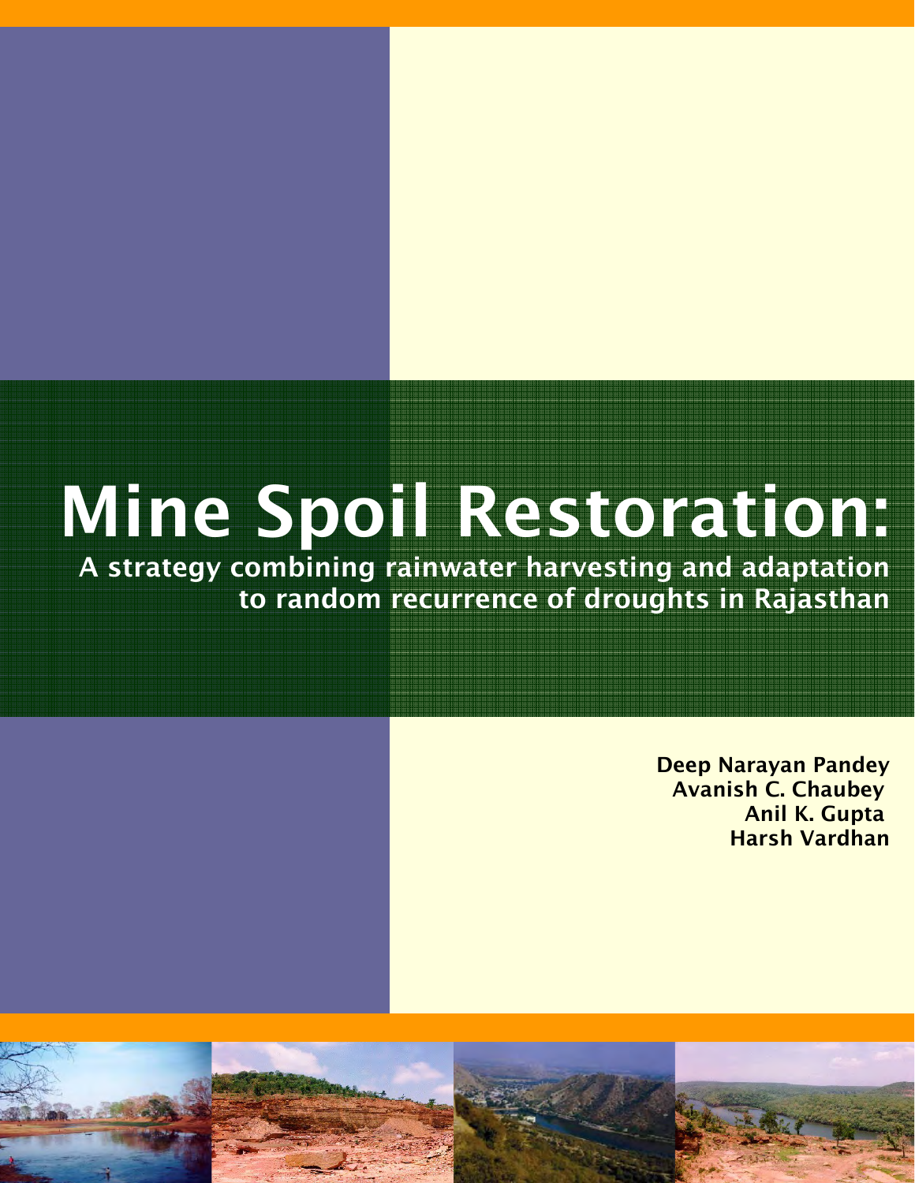# Mine Spoil Restoration:

## A strategy combining rainwater harvesting and adaptation to random recurrence of droughts in Rajasthan

**Deep Narayan Pandey**
**Avanish C. Chaubey**
**Anil K. Gupta**
**Harsh Vardhan**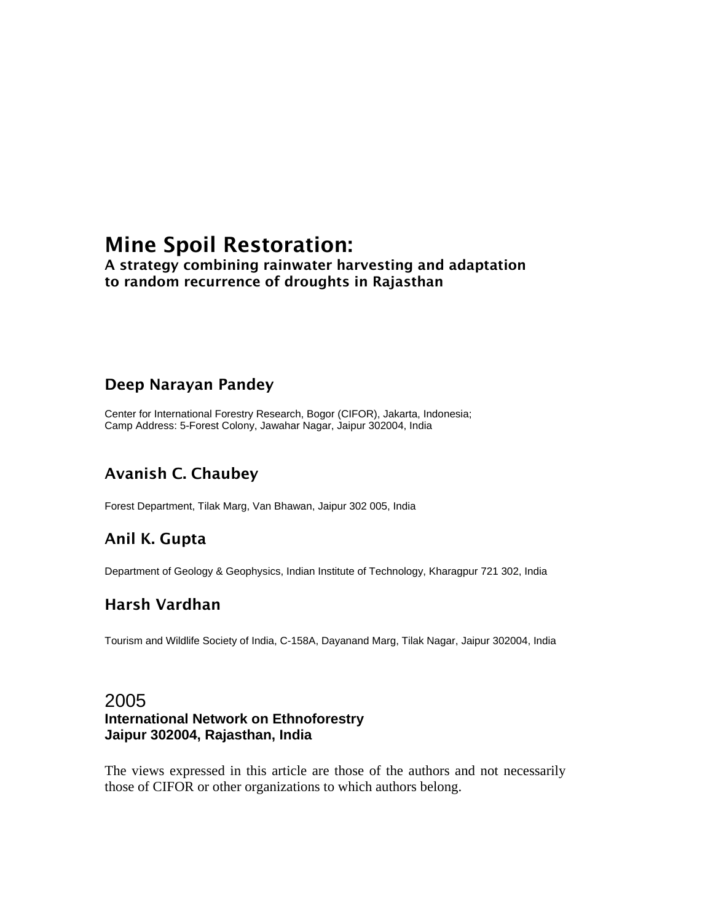# Mine Spoil Restoration:

**A strategy combining rainwater harvesting and adaptation to random recurrence of droughts in Rajasthan**

## Deep Narayan Pandey

Center for International Forestry Research, Bogor (CIFOR), Jakarta, Indonesia;
Camp Address: 5-Forest Colony, Jawahar Nagar, Jaipur 302004, India

## Avanish C. Chaubey

Forest Department, Tilak Marg, Van Bhawan, Jaipur 302 005, India

## Anil K. Gupta

Department of Geology & Geophysics, Indian Institute of Technology, Kharagpur 721 302, India

## Harsh Vardhan

Tourism and Wildlife Society of India, C-158A, Dayanand Marg, Tilak Nagar, Jaipur 302004, India

2005
**International Network on Ethnoforestry**
**Jaipur 302004, Rajasthan, India**

The views expressed in this article are those of the authors and not necessarily those of CIFOR or other organizations to which authors belong.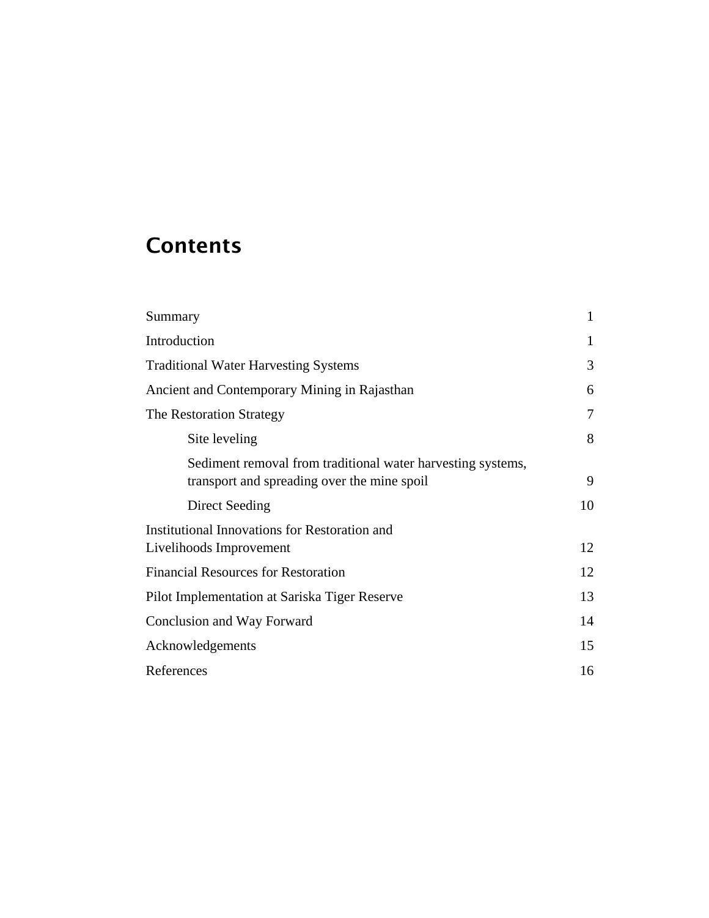# Contents

| | |
|---|---|
| Summary | 1 |
| Introduction | 1 |
| Traditional Water Harvesting Systems | 3 |
| Ancient and Contemporary Mining in Rajasthan | 6 |
| The Restoration Strategy | 7 |
| Site leveling | 8 |
| Sediment removal from traditional water harvesting systems, transport and spreading over the mine spoil | 9 |
| Direct Seeding | 10 |
| Institutional Innovations for Restoration and Livelihoods Improvement | 12 |
| Financial Resources for Restoration | 12 |
| Pilot Implementation at Sariska Tiger Reserve | 13 |
| Conclusion and Way Forward | 14 |
| Acknowledgements | 15 |
| References | 16 |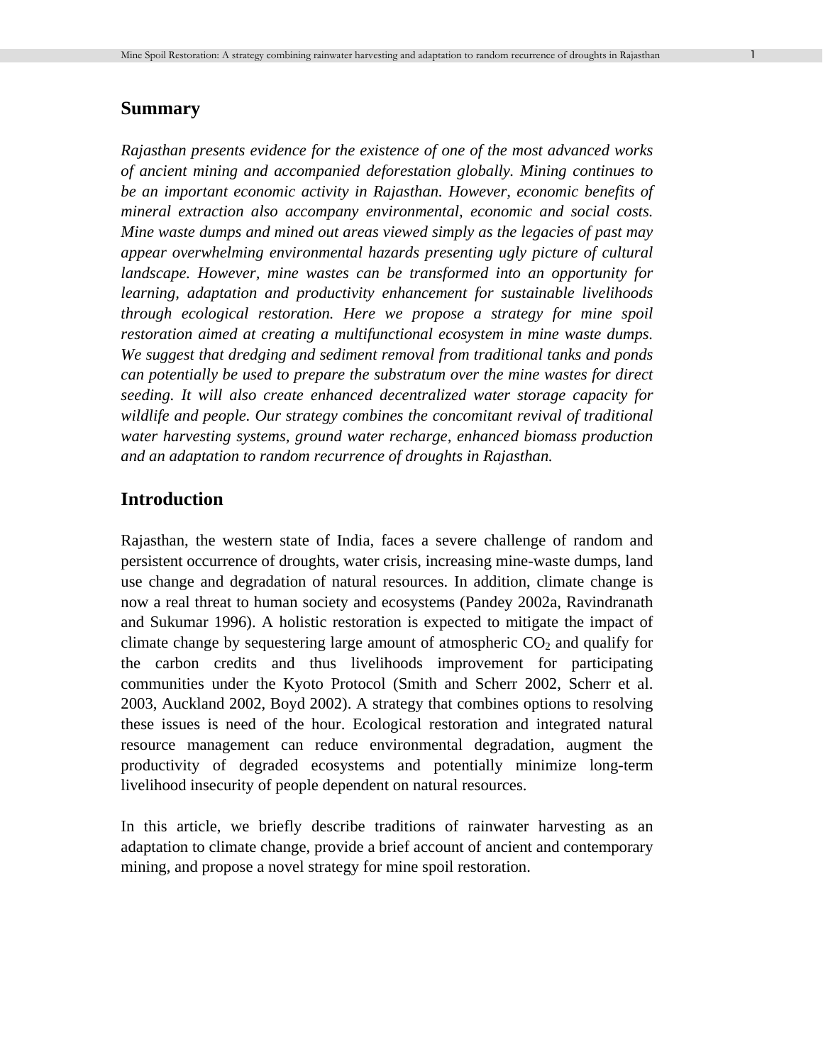## Summary

*Rajasthan presents evidence for the existence of one of the most advanced works of ancient mining and accompanied deforestation globally. Mining continues to be an important economic activity in Rajasthan. However, economic benefits of mineral extraction also accompany environmental, economic and social costs. Mine waste dumps and mined out areas viewed simply as the legacies of past may appear overwhelming environmental hazards presenting ugly picture of cultural landscape. However, mine wastes can be transformed into an opportunity for learning, adaptation and productivity enhancement for sustainable livelihoods through ecological restoration. Here we propose a strategy for mine spoil restoration aimed at creating a multifunctional ecosystem in mine waste dumps. We suggest that dredging and sediment removal from traditional tanks and ponds can potentially be used to prepare the substratum over the mine wastes for direct seeding. It will also create enhanced decentralized water storage capacity for wildlife and people. Our strategy combines the concomitant revival of traditional water harvesting systems, ground water recharge, enhanced biomass production and an adaptation to random recurrence of droughts in Rajasthan.*

## Introduction

Rajasthan, the western state of India, faces a severe challenge of random and persistent occurrence of droughts, water crisis, increasing mine-waste dumps, land use change and degradation of natural resources. In addition, climate change is now a real threat to human society and ecosystems (Pandey 2002a, Ravindranath and Sukumar 1996). A holistic restoration is expected to mitigate the impact of climate change by sequestering large amount of atmospheric $CO_2$ and qualify for the carbon credits and thus livelihoods improvement for participating communities under the Kyoto Protocol (Smith and Scherr 2002, Scherr et al. 2003, Auckland 2002, Boyd 2002). A strategy that combines options to resolving these issues is need of the hour. Ecological restoration and integrated natural resource management can reduce environmental degradation, augment the productivity of degraded ecosystems and potentially minimize long-term livelihood insecurity of people dependent on natural resources.

In this article, we briefly describe traditions of rainwater harvesting as an adaptation to climate change, provide a brief account of ancient and contemporary mining, and propose a novel strategy for mine spoil restoration.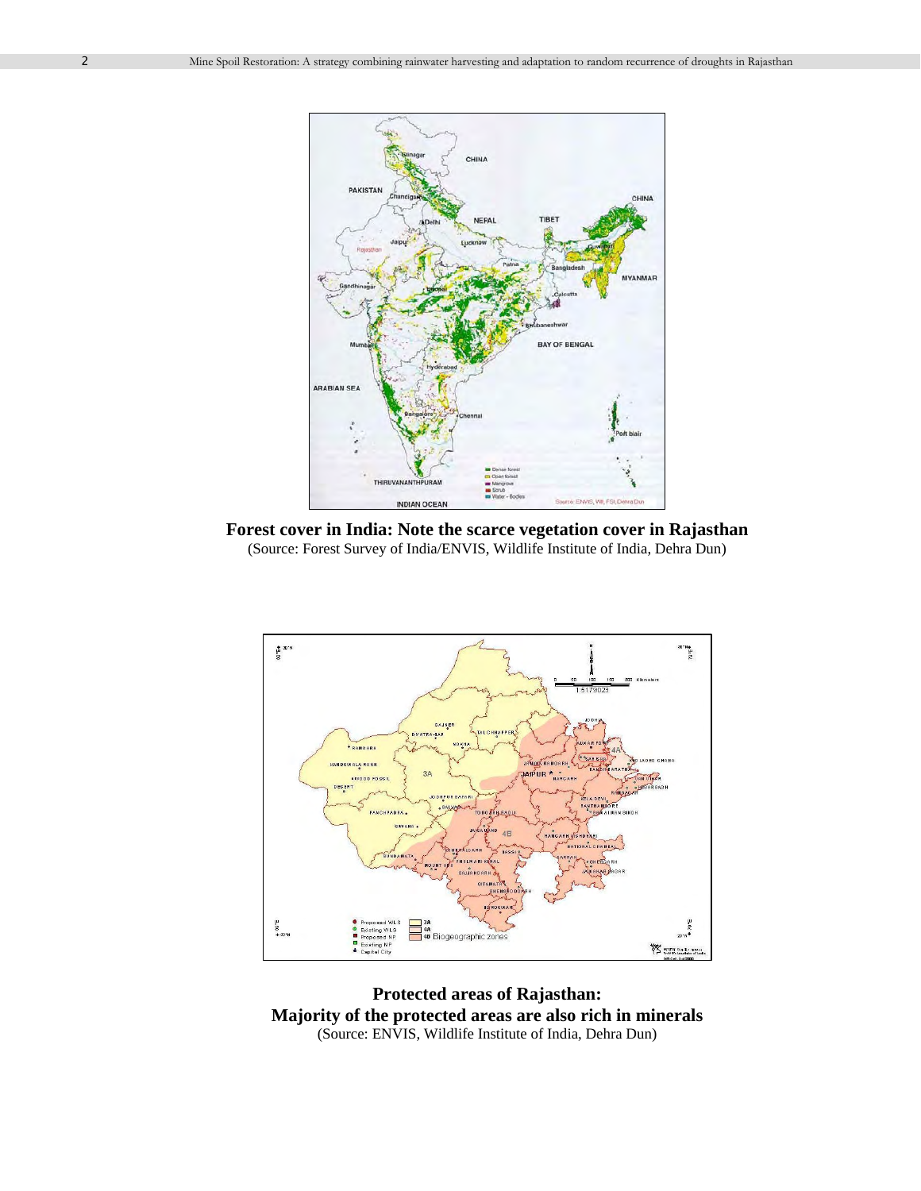**Forest cover in India: Note the scarce vegetation cover in Rajasthan**
(Source: Forest Survey of India/ENVIS, Wildlife Institute of India, Dehra Dun)

**Protected areas of Rajasthan:**
**Majority of the protected areas are also rich in minerals**
(Source: ENVIS, Wildlife Institute of India, Dehra Dun)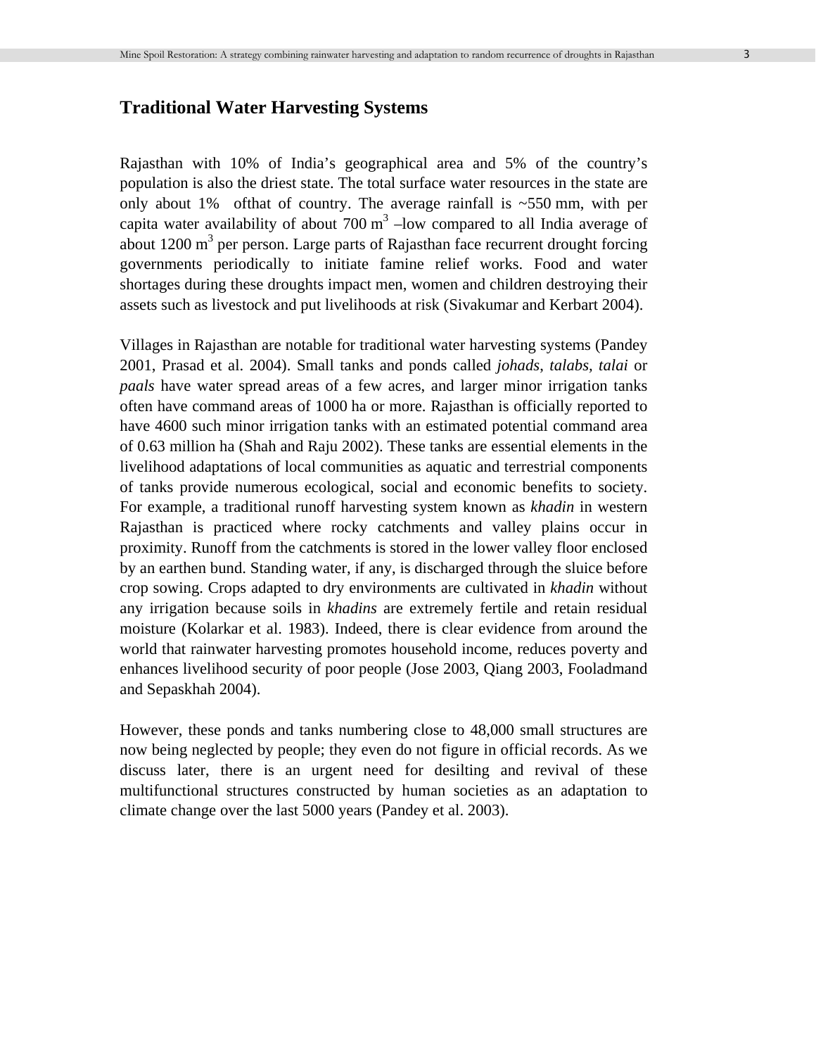## Traditional Water Harvesting Systems

Rajasthan with 10% of India's geographical area and 5% of the country's population is also the driest state. The total surface water resources in the state are only about 1% ofthat of country. The average rainfall is ~550 mm, with per capita water availability of about 700 $m^3$ –low compared to all India average of about 1200 $m^3$ per person. Large parts of Rajasthan face recurrent drought forcing governments periodically to initiate famine relief works. Food and water shortages during these droughts impact men, women and children destroying their assets such as livestock and put livelihoods at risk (Sivakumar and Kerbart 2004).

Villages in Rajasthan are notable for traditional water harvesting systems (Pandey 2001, Prasad et al. 2004). Small tanks and ponds called *johads*, *talabs*, *talai* or *paals* have water spread areas of a few acres, and larger minor irrigation tanks often have command areas of 1000 ha or more. Rajasthan is officially reported to have 4600 such minor irrigation tanks with an estimated potential command area of 0.63 million ha (Shah and Raju 2002). These tanks are essential elements in the livelihood adaptations of local communities as aquatic and terrestrial components of tanks provide numerous ecological, social and economic benefits to society. For example, a traditional runoff harvesting system known as *khadin* in western Rajasthan is practiced where rocky catchments and valley plains occur in proximity. Runoff from the catchments is stored in the lower valley floor enclosed by an earthen bund. Standing water, if any, is discharged through the sluice before crop sowing. Crops adapted to dry environments are cultivated in *khadin* without any irrigation because soils in *khadins* are extremely fertile and retain residual moisture (Kolarkar et al. 1983). Indeed, there is clear evidence from around the world that rainwater harvesting promotes household income, reduces poverty and enhances livelihood security of poor people (Jose 2003, Qiang 2003, Fooladmand and Sepaskhah 2004).

However, these ponds and tanks numbering close to 48,000 small structures are now being neglected by people; they even do not figure in official records. As we discuss later, there is an urgent need for desilting and revival of these multifunctional structures constructed by human societies as an adaptation to climate change over the last 5000 years (Pandey et al. 2003).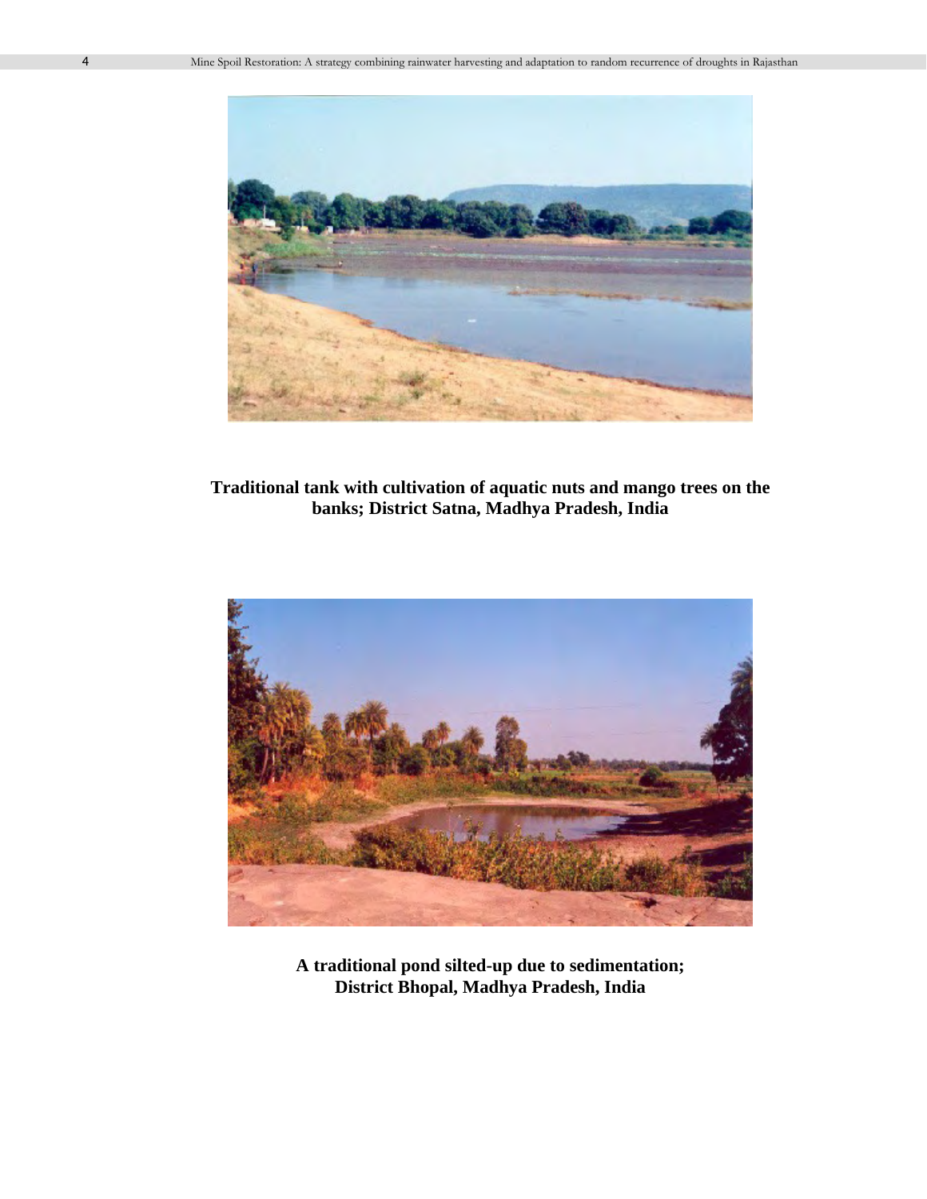**Traditional tank with cultivation of aquatic nuts and mango trees on the banks; District Satna, Madhya Pradesh, India**

**A traditional pond silted-up due to sedimentation; District Bhopal, Madhya Pradesh, India**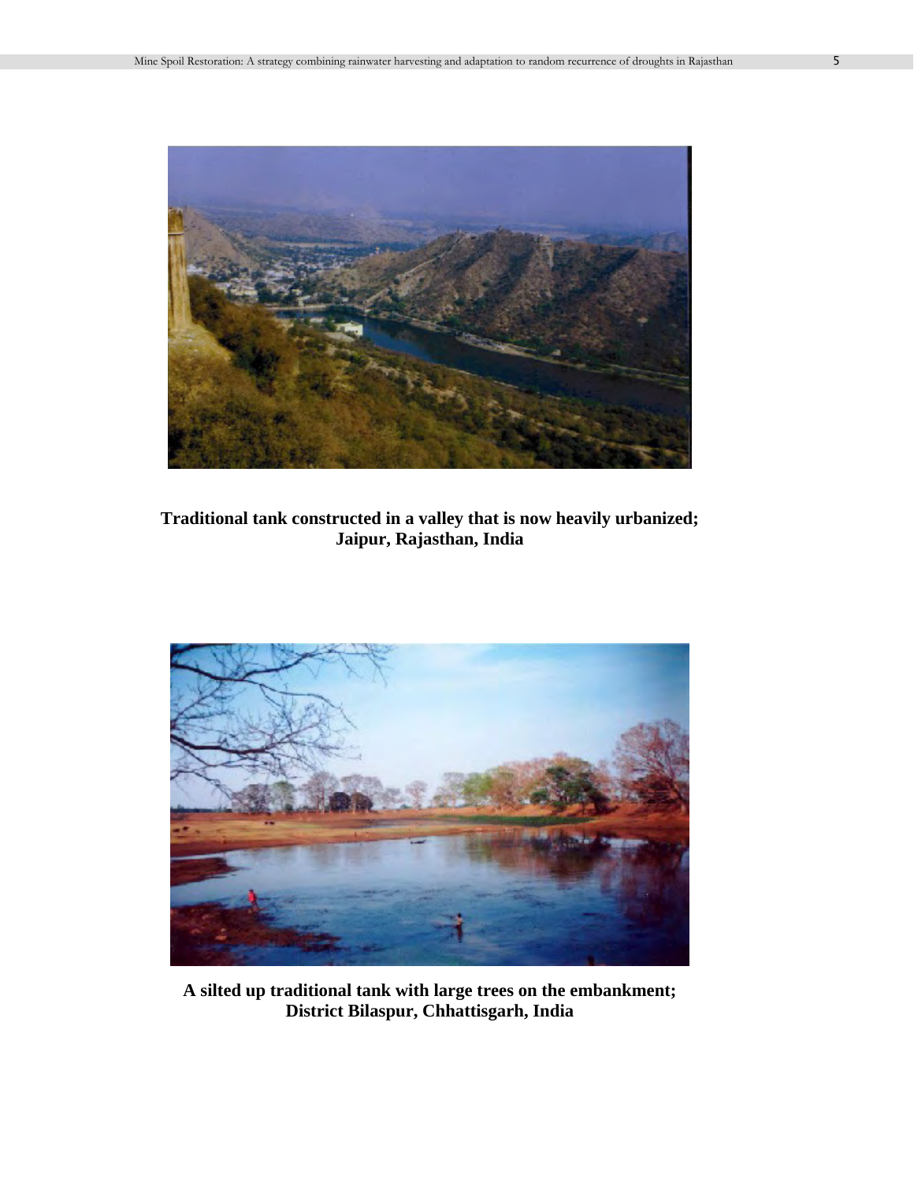**Traditional tank constructed in a valley that is now heavily urbanized; Jaipur, Rajasthan, India**

**A silted up traditional tank with large trees on the embankment; District Bilaspur, Chhattisgarh, India**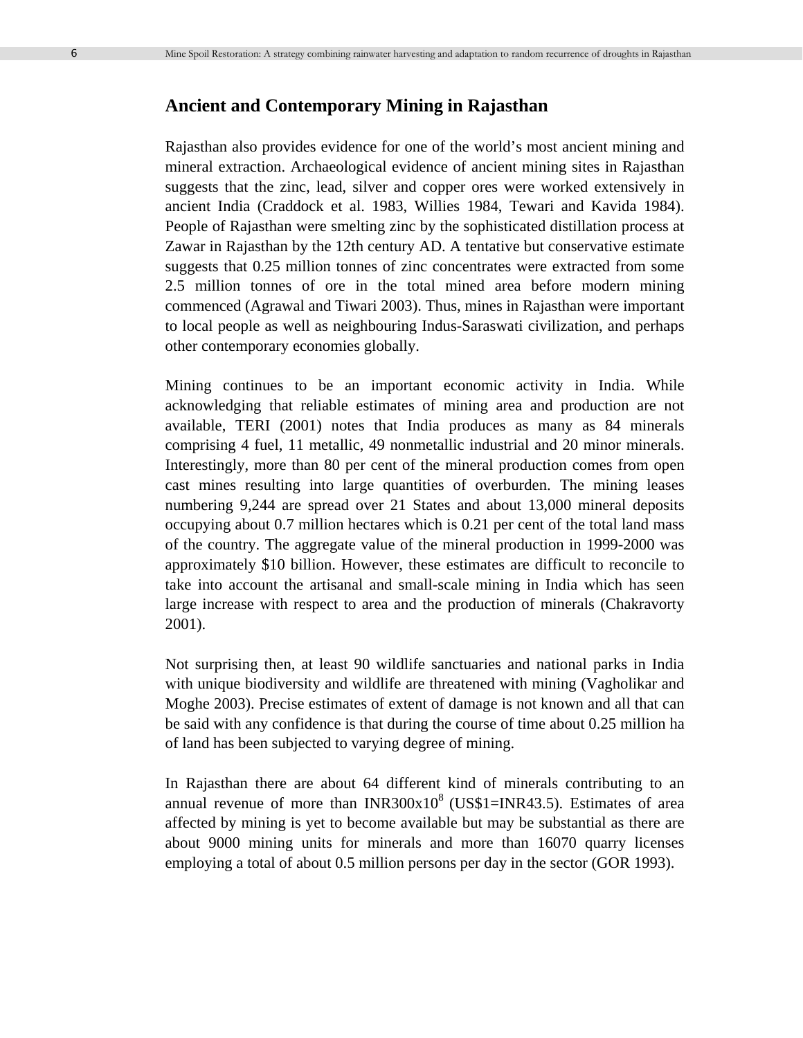## Ancient and Contemporary Mining in Rajasthan

Rajasthan also provides evidence for one of the world's most ancient mining and mineral extraction. Archaeological evidence of ancient mining sites in Rajasthan suggests that the zinc, lead, silver and copper ores were worked extensively in ancient India (Craddock et al. 1983, Willies 1984, Tewari and Kavida 1984). People of Rajasthan were smelting zinc by the sophisticated distillation process at Zawar in Rajasthan by the 12th century AD. A tentative but conservative estimate suggests that 0.25 million tonnes of zinc concentrates were extracted from some 2.5 million tonnes of ore in the total mined area before modern mining commenced (Agrawal and Tiwari 2003). Thus, mines in Rajasthan were important to local people as well as neighbouring Indus-Saraswati civilization, and perhaps other contemporary economies globally.

Mining continues to be an important economic activity in India. While acknowledging that reliable estimates of mining area and production are not available, TERI (2001) notes that India produces as many as 84 minerals comprising 4 fuel, 11 metallic, 49 nonmetallic industrial and 20 minor minerals. Interestingly, more than 80 per cent of the mineral production comes from open cast mines resulting into large quantities of overburden. The mining leases numbering 9,244 are spread over 21 States and about 13,000 mineral deposits occupying about 0.7 million hectares which is 0.21 per cent of the total land mass of the country. The aggregate value of the mineral production in 1999-2000 was approximately $10 billion. However, these estimates are difficult to reconcile to take into account the artisanal and small-scale mining in India which has seen large increase with respect to area and the production of minerals (Chakravorty 2001).

Not surprising then, at least 90 wildlife sanctuaries and national parks in India with unique biodiversity and wildlife are threatened with mining (Vagholikar and Moghe 2003). Precise estimates of extent of damage is not known and all that can be said with any confidence is that during the course of time about 0.25 million ha of land has been subjected to varying degree of mining.

In Rajasthan there are about 64 different kind of minerals contributing to an annual revenue of more than INR300x$10^8$ (US$1=INR43.5). Estimates of area affected by mining is yet to become available but may be substantial as there are about 9000 mining units for minerals and more than 16070 quarry licenses employing a total of about 0.5 million persons per day in the sector (GOR 1993).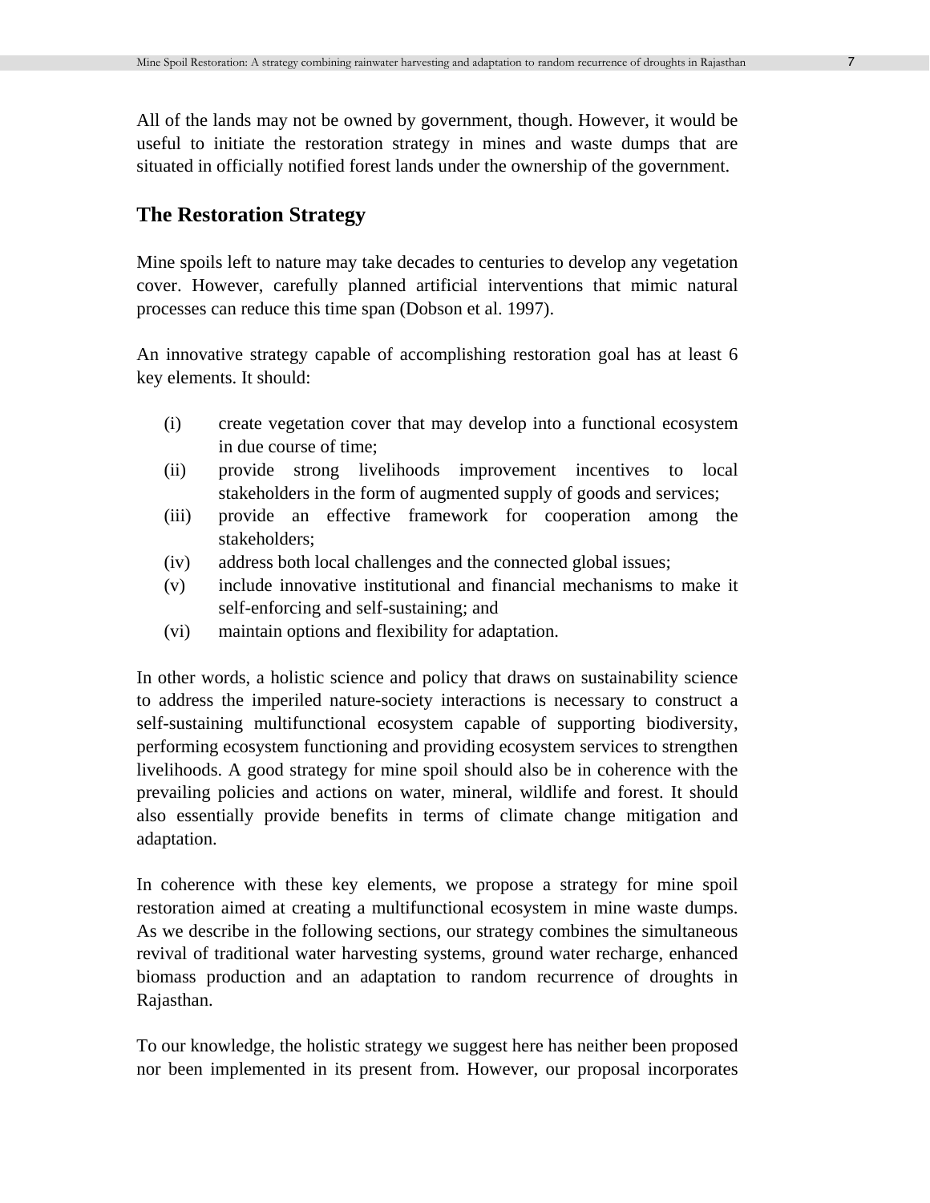All of the lands may not be owned by government, though. However, it would be useful to initiate the restoration strategy in mines and waste dumps that are situated in officially notified forest lands under the ownership of the government.

## The Restoration Strategy

Mine spoils left to nature may take decades to centuries to develop any vegetation cover. However, carefully planned artificial interventions that mimic natural processes can reduce this time span (Dobson et al. 1997).

An innovative strategy capable of accomplishing restoration goal has at least 6 key elements. It should:

(i) create vegetation cover that may develop into a functional ecosystem in due course of time;
(ii) provide strong livelihoods improvement incentives to local stakeholders in the form of augmented supply of goods and services;
(iii) provide an effective framework for cooperation among the stakeholders;
(iv) address both local challenges and the connected global issues;
(v) include innovative institutional and financial mechanisms to make it self-enforcing and self-sustaining; and
(vi) maintain options and flexibility for adaptation.

In other words, a holistic science and policy that draws on sustainability science to address the imperiled nature-society interactions is necessary to construct a self-sustaining multifunctional ecosystem capable of supporting biodiversity, performing ecosystem functioning and providing ecosystem services to strengthen livelihoods. A good strategy for mine spoil should also be in coherence with the prevailing policies and actions on water, mineral, wildlife and forest. It should also essentially provide benefits in terms of climate change mitigation and adaptation.

In coherence with these key elements, we propose a strategy for mine spoil restoration aimed at creating a multifunctional ecosystem in mine waste dumps. As we describe in the following sections, our strategy combines the simultaneous revival of traditional water harvesting systems, ground water recharge, enhanced biomass production and an adaptation to random recurrence of droughts in Rajasthan.

To our knowledge, the holistic strategy we suggest here has neither been proposed nor been implemented in its present from. However, our proposal incorporates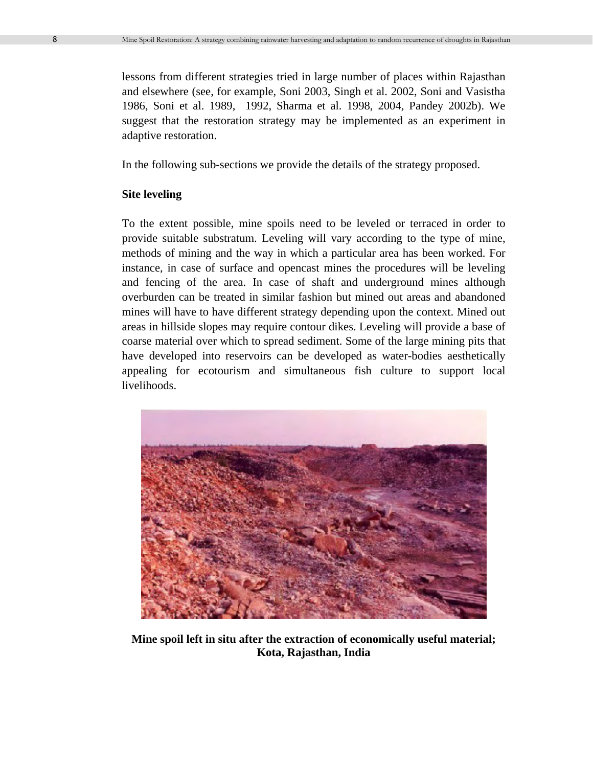lessons from different strategies tried in large number of places within Rajasthan and elsewhere (see, for example, Soni 2003, Singh et al. 2002, Soni and Vasistha 1986, Soni et al. 1989, 1992, Sharma et al. 1998, 2004, Pandey 2002b). We suggest that the restoration strategy may be implemented as an experiment in adaptive restoration.

In the following sub-sections we provide the details of the strategy proposed.

**Site leveling**

To the extent possible, mine spoils need to be leveled or terraced in order to provide suitable substratum. Leveling will vary according to the type of mine, methods of mining and the way in which a particular area has been worked. For instance, in case of surface and opencast mines the procedures will be leveling and fencing of the area. In case of shaft and underground mines although overburden can be treated in similar fashion but mined out areas and abandoned mines will have to have different strategy depending upon the context. Mined out areas in hillside slopes may require contour dikes. Leveling will provide a base of coarse material over which to spread sediment. Some of the large mining pits that have developed into reservoirs can be developed as water-bodies aesthetically appealing for ecotourism and simultaneous fish culture to support local livelihoods.

**Mine spoil left in situ after the extraction of economically useful material; Kota, Rajasthan, India**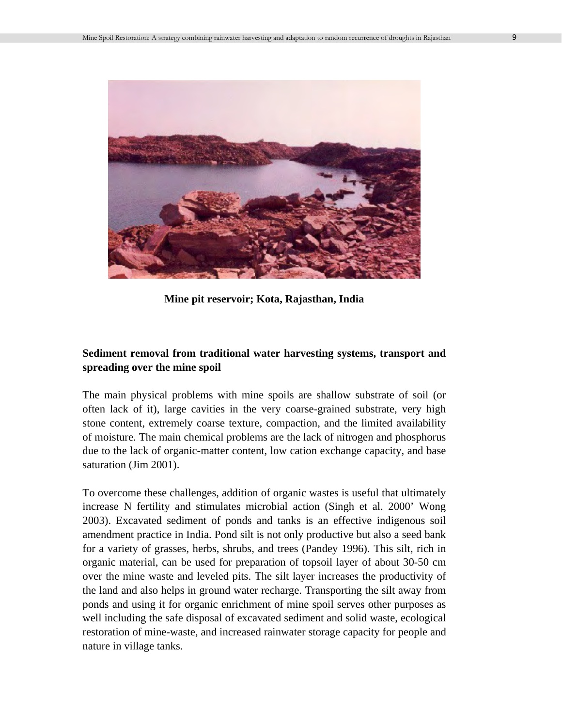Mine pit reservoir; Kota, Rajasthan, India

**Sediment removal from traditional water harvesting systems, transport and spreading over the mine spoil**

The main physical problems with mine spoils are shallow substrate of soil (or often lack of it), large cavities in the very coarse-grained substrate, very high stone content, extremely coarse texture, compaction, and the limited availability of moisture. The main chemical problems are the lack of nitrogen and phosphorus due to the lack of organic-matter content, low cation exchange capacity, and base saturation (Jim 2001).

To overcome these challenges, addition of organic wastes is useful that ultimately increase N fertility and stimulates microbial action (Singh et al. 2000' Wong 2003). Excavated sediment of ponds and tanks is an effective indigenous soil amendment practice in India. Pond silt is not only productive but also a seed bank for a variety of grasses, herbs, shrubs, and trees (Pandey 1996). This silt, rich in organic material, can be used for preparation of topsoil layer of about 30-50 cm over the mine waste and leveled pits. The silt layer increases the productivity of the land and also helps in ground water recharge. Transporting the silt away from ponds and using it for organic enrichment of mine spoil serves other purposes as well including the safe disposal of excavated sediment and solid waste, ecological restoration of mine-waste, and increased rainwater storage capacity for people and nature in village tanks.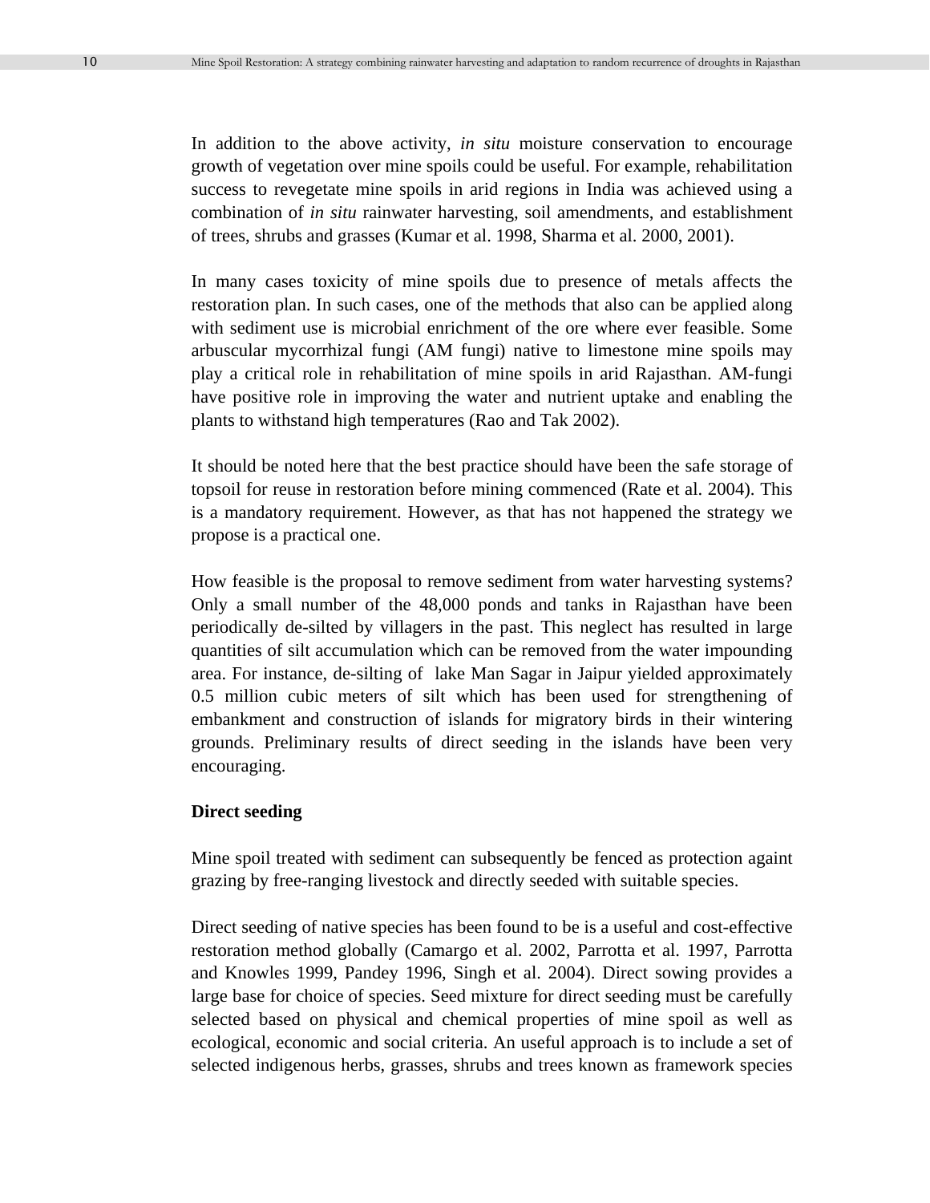In addition to the above activity, *in situ* moisture conservation to encourage growth of vegetation over mine spoils could be useful. For example, rehabilitation success to revegetate mine spoils in arid regions in India was achieved using a combination of *in situ* rainwater harvesting, soil amendments, and establishment of trees, shrubs and grasses (Kumar et al. 1998, Sharma et al. 2000, 2001).

In many cases toxicity of mine spoils due to presence of metals affects the restoration plan. In such cases, one of the methods that also can be applied along with sediment use is microbial enrichment of the ore where ever feasible. Some arbuscular mycorrhizal fungi (AM fungi) native to limestone mine spoils may play a critical role in rehabilitation of mine spoils in arid Rajasthan. AM-fungi have positive role in improving the water and nutrient uptake and enabling the plants to withstand high temperatures (Rao and Tak 2002).

It should be noted here that the best practice should have been the safe storage of topsoil for reuse in restoration before mining commenced (Rate et al. 2004). This is a mandatory requirement. However, as that has not happened the strategy we propose is a practical one.

How feasible is the proposal to remove sediment from water harvesting systems? Only a small number of the 48,000 ponds and tanks in Rajasthan have been periodically de-silted by villagers in the past. This neglect has resulted in large quantities of silt accumulation which can be removed from the water impounding area. For instance, de-silting of lake Man Sagar in Jaipur yielded approximately 0.5 million cubic meters of silt which has been used for strengthening of embankment and construction of islands for migratory birds in their wintering grounds. Preliminary results of direct seeding in the islands have been very encouraging.

**Direct seeding**

Mine spoil treated with sediment can subsequently be fenced as protection againt grazing by free-ranging livestock and directly seeded with suitable species.

Direct seeding of native species has been found to be is a useful and cost-effective restoration method globally (Camargo et al. 2002, Parrotta et al. 1997, Parrotta and Knowles 1999, Pandey 1996, Singh et al. 2004). Direct sowing provides a large base for choice of species. Seed mixture for direct seeding must be carefully selected based on physical and chemical properties of mine spoil as well as ecological, economic and social criteria. An useful approach is to include a set of selected indigenous herbs, grasses, shrubs and trees known as framework species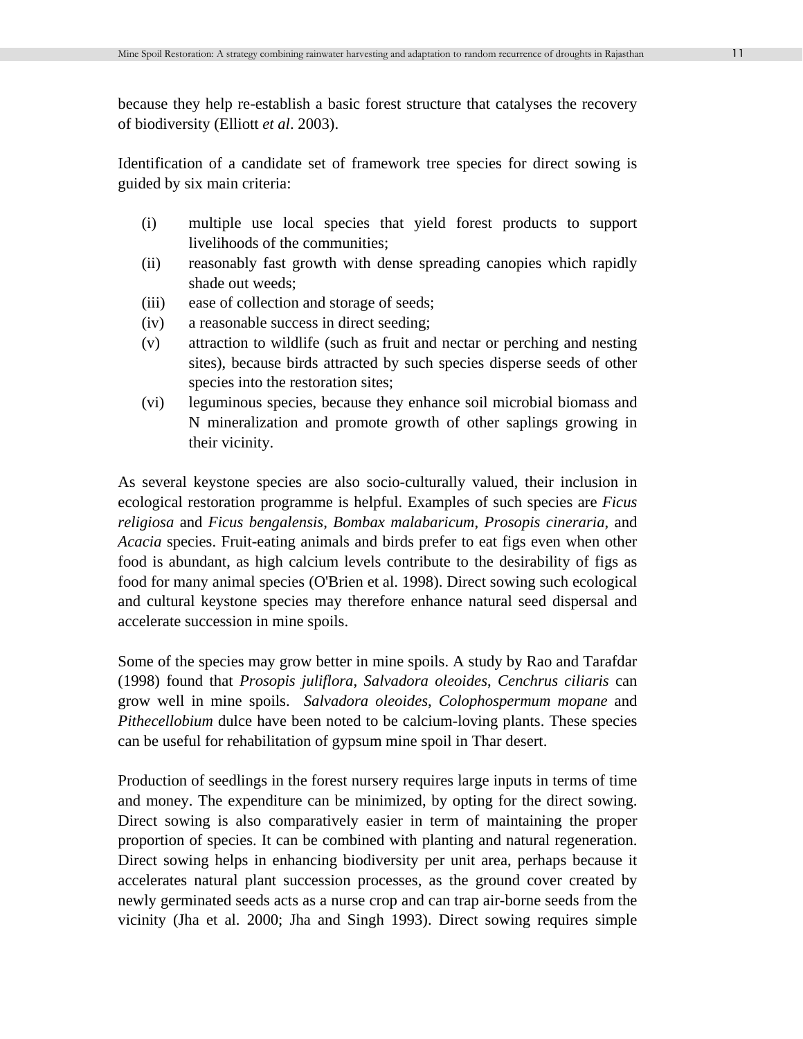because they help re-establish a basic forest structure that catalyses the recovery of biodiversity (Elliott *et al*. 2003).

Identification of a candidate set of framework tree species for direct sowing is guided by six main criteria:

(i) multiple use local species that yield forest products to support livelihoods of the communities;
(ii) reasonably fast growth with dense spreading canopies which rapidly shade out weeds;
(iii) ease of collection and storage of seeds;
(iv) a reasonable success in direct seeding;
(v) attraction to wildlife (such as fruit and nectar or perching and nesting sites), because birds attracted by such species disperse seeds of other species into the restoration sites;
(vi) leguminous species, because they enhance soil microbial biomass and N mineralization and promote growth of other saplings growing in their vicinity.

As several keystone species are also socio-culturally valued, their inclusion in ecological restoration programme is helpful. Examples of such species are *Ficus religiosa* and *Ficus bengalensis*, *Bombax malabaricum*, *Prosopis cineraria*, and *Acacia* species. Fruit-eating animals and birds prefer to eat figs even when other food is abundant, as high calcium levels contribute to the desirability of figs as food for many animal species (O'Brien et al. 1998). Direct sowing such ecological and cultural keystone species may therefore enhance natural seed dispersal and accelerate succession in mine spoils.

Some of the species may grow better in mine spoils. A study by Rao and Tarafdar (1998) found that *Prosopis juliflora*, *Salvadora oleoides*, *Cenchrus ciliaris* can grow well in mine spoils. *Salvadora oleoides*, *Colophospermum mopane* and *Pithecellobium* dulce have been noted to be calcium-loving plants. These species can be useful for rehabilitation of gypsum mine spoil in Thar desert.

Production of seedlings in the forest nursery requires large inputs in terms of time and money. The expenditure can be minimized, by opting for the direct sowing. Direct sowing is also comparatively easier in term of maintaining the proper proportion of species. It can be combined with planting and natural regeneration. Direct sowing helps in enhancing biodiversity per unit area, perhaps because it accelerates natural plant succession processes, as the ground cover created by newly germinated seeds acts as a nurse crop and can trap air-borne seeds from the vicinity (Jha et al. 2000; Jha and Singh 1993). Direct sowing requires simple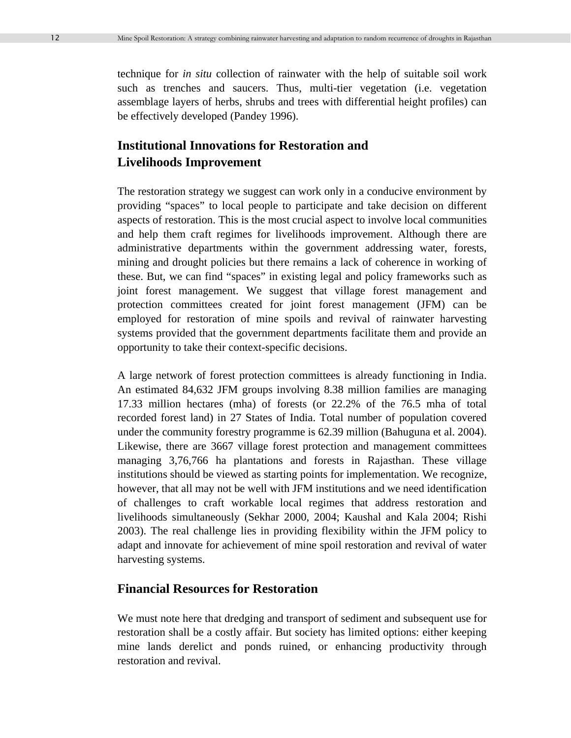technique for *in situ* collection of rainwater with the help of suitable soil work such as trenches and saucers. Thus, multi-tier vegetation (i.e. vegetation assemblage layers of herbs, shrubs and trees with differential height profiles) can be effectively developed (Pandey 1996).

## Institutional Innovations for Restoration and Livelihoods Improvement

The restoration strategy we suggest can work only in a conducive environment by providing "spaces" to local people to participate and take decision on different aspects of restoration. This is the most crucial aspect to involve local communities and help them craft regimes for livelihoods improvement. Although there are administrative departments within the government addressing water, forests, mining and drought policies but there remains a lack of coherence in working of these. But, we can find "spaces" in existing legal and policy frameworks such as joint forest management. We suggest that village forest management and protection committees created for joint forest management (JFM) can be employed for restoration of mine spoils and revival of rainwater harvesting systems provided that the government departments facilitate them and provide an opportunity to take their context-specific decisions.

A large network of forest protection committees is already functioning in India. An estimated 84,632 JFM groups involving 8.38 million families are managing 17.33 million hectares (mha) of forests (or 22.2% of the 76.5 mha of total recorded forest land) in 27 States of India. Total number of population covered under the community forestry programme is 62.39 million (Bahuguna et al. 2004). Likewise, there are 3667 village forest protection and management committees managing 3,76,766 ha plantations and forests in Rajasthan. These village institutions should be viewed as starting points for implementation. We recognize, however, that all may not be well with JFM institutions and we need identification of challenges to craft workable local regimes that address restoration and livelihoods simultaneously (Sekhar 2000, 2004; Kaushal and Kala 2004; Rishi 2003). The real challenge lies in providing flexibility within the JFM policy to adapt and innovate for achievement of mine spoil restoration and revival of water harvesting systems.

## Financial Resources for Restoration

We must note here that dredging and transport of sediment and subsequent use for restoration shall be a costly affair. But society has limited options: either keeping mine lands derelict and ponds ruined, or enhancing productivity through restoration and revival.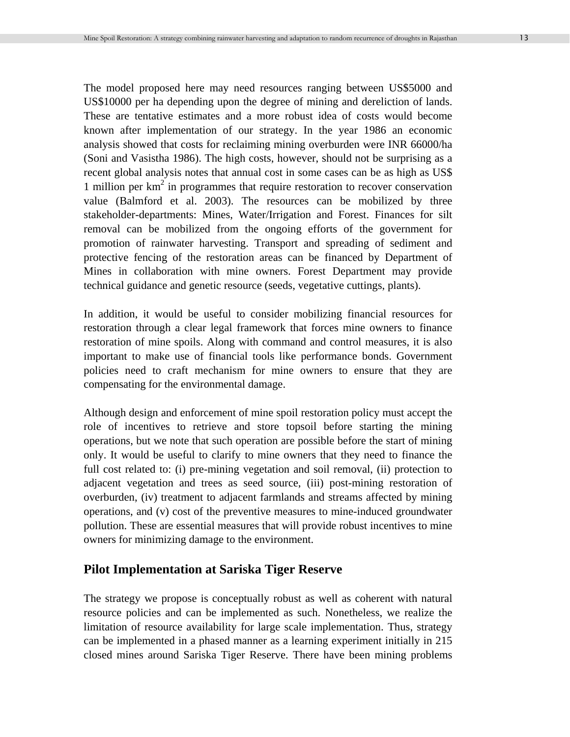The model proposed here may need resources ranging between US$5000 and US$10000 per ha depending upon the degree of mining and dereliction of lands. These are tentative estimates and a more robust idea of costs would become known after implementation of our strategy. In the year 1986 an economic analysis showed that costs for reclaiming mining overburden were INR 66000/ha (Soni and Vasistha 1986). The high costs, however, should not be surprising as a recent global analysis notes that annual cost in some cases can be as high as US$ 1 million per $km^2$ in programmes that require restoration to recover conservation value (Balmford et al. 2003). The resources can be mobilized by three stakeholder-departments: Mines, Water/Irrigation and Forest. Finances for silt removal can be mobilized from the ongoing efforts of the government for promotion of rainwater harvesting. Transport and spreading of sediment and protective fencing of the restoration areas can be financed by Department of Mines in collaboration with mine owners. Forest Department may provide technical guidance and genetic resource (seeds, vegetative cuttings, plants).

In addition, it would be useful to consider mobilizing financial resources for restoration through a clear legal framework that forces mine owners to finance restoration of mine spoils. Along with command and control measures, it is also important to make use of financial tools like performance bonds. Government policies need to craft mechanism for mine owners to ensure that they are compensating for the environmental damage.

Although design and enforcement of mine spoil restoration policy must accept the role of incentives to retrieve and store topsoil before starting the mining operations, but we note that such operation are possible before the start of mining only. It would be useful to clarify to mine owners that they need to finance the full cost related to: (i) pre-mining vegetation and soil removal, (ii) protection to adjacent vegetation and trees as seed source, (iii) post-mining restoration of overburden, (iv) treatment to adjacent farmlands and streams affected by mining operations, and (v) cost of the preventive measures to mine-induced groundwater pollution. These are essential measures that will provide robust incentives to mine owners for minimizing damage to the environment.

## Pilot Implementation at Sariska Tiger Reserve

The strategy we propose is conceptually robust as well as coherent with natural resource policies and can be implemented as such. Nonetheless, we realize the limitation of resource availability for large scale implementation. Thus, strategy can be implemented in a phased manner as a learning experiment initially in 215 closed mines around Sariska Tiger Reserve. There have been mining problems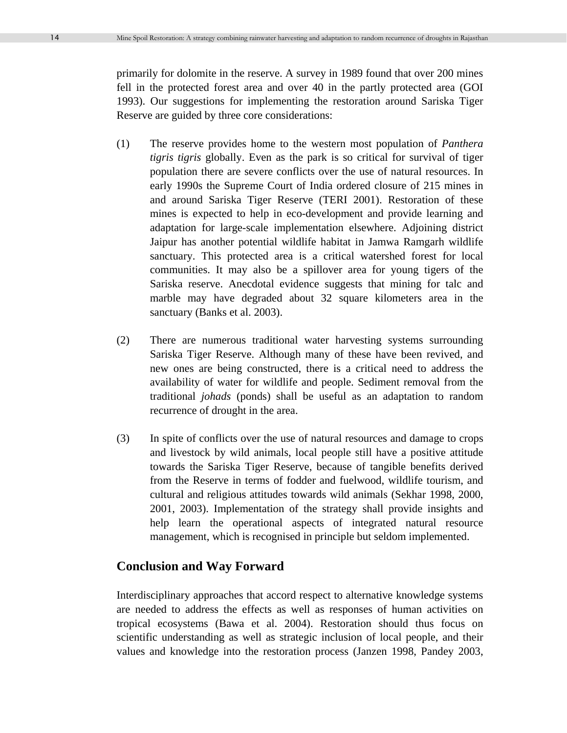primarily for dolomite in the reserve. A survey in 1989 found that over 200 mines fell in the protected forest area and over 40 in the partly protected area (GOI 1993). Our suggestions for implementing the restoration around Sariska Tiger Reserve are guided by three core considerations:

(1) The reserve provides home to the western most population of *Panthera tigris tigris* globally. Even as the park is so critical for survival of tiger population there are severe conflicts over the use of natural resources. In early 1990s the Supreme Court of India ordered closure of 215 mines in and around Sariska Tiger Reserve (TERI 2001). Restoration of these mines is expected to help in eco-development and provide learning and adaptation for large-scale implementation elsewhere. Adjoining district Jaipur has another potential wildlife habitat in Jamwa Ramgarh wildlife sanctuary. This protected area is a critical watershed forest for local communities. It may also be a spillover area for young tigers of the Sariska reserve. Anecdotal evidence suggests that mining for talc and marble may have degraded about 32 square kilometers area in the sanctuary (Banks et al. 2003).

(2) There are numerous traditional water harvesting systems surrounding Sariska Tiger Reserve. Although many of these have been revived, and new ones are being constructed, there is a critical need to address the availability of water for wildlife and people. Sediment removal from the traditional *johads* (ponds) shall be useful as an adaptation to random recurrence of drought in the area.

(3) In spite of conflicts over the use of natural resources and damage to crops and livestock by wild animals, local people still have a positive attitude towards the Sariska Tiger Reserve, because of tangible benefits derived from the Reserve in terms of fodder and fuelwood, wildlife tourism, and cultural and religious attitudes towards wild animals (Sekhar 1998, 2000, 2001, 2003). Implementation of the strategy shall provide insights and help learn the operational aspects of integrated natural resource management, which is recognised in principle but seldom implemented.

## Conclusion and Way Forward

Interdisciplinary approaches that accord respect to alternative knowledge systems are needed to address the effects as well as responses of human activities on tropical ecosystems (Bawa et al. 2004). Restoration should thus focus on scientific understanding as well as strategic inclusion of local people, and their values and knowledge into the restoration process (Janzen 1998, Pandey 2003,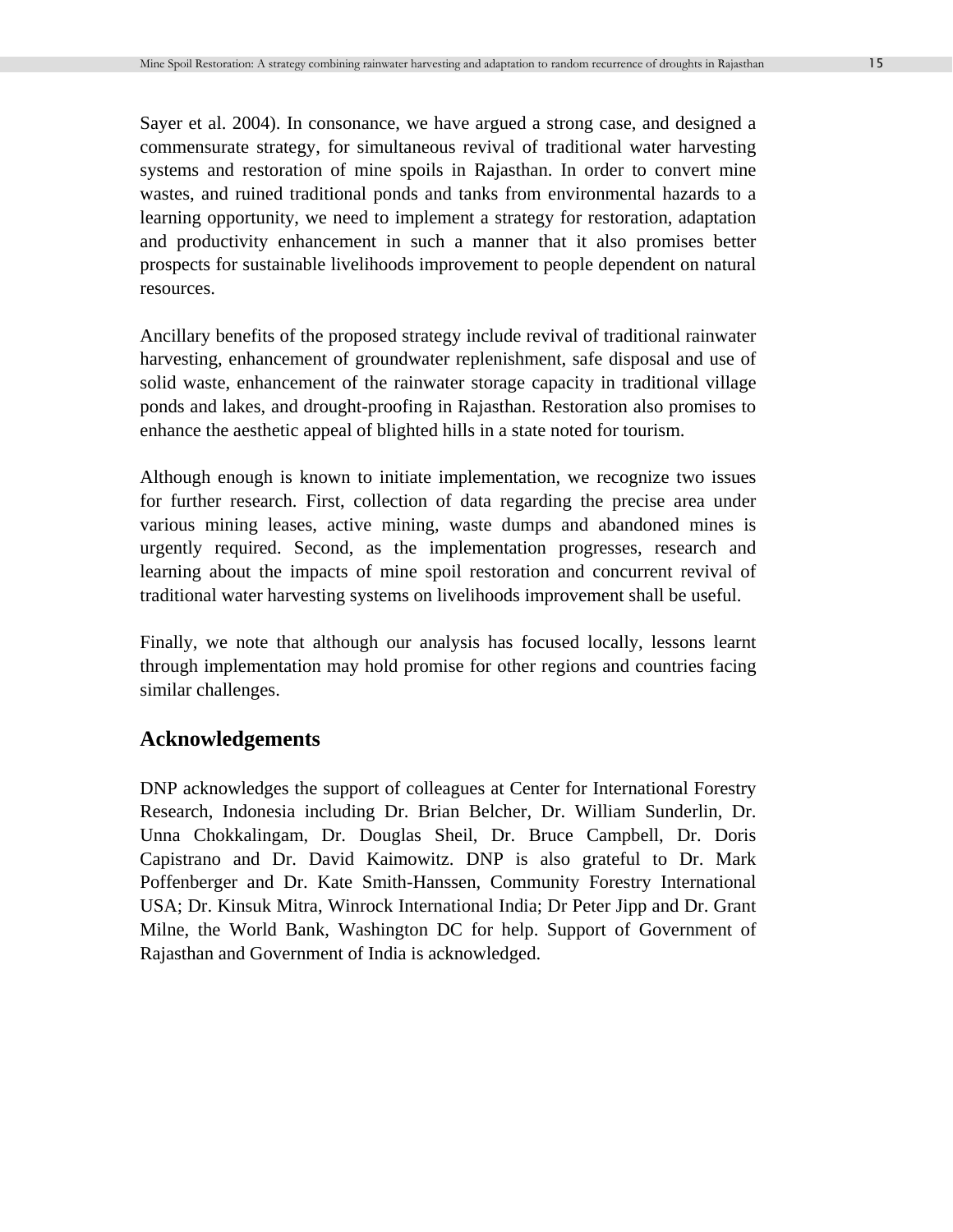Sayer et al. 2004). In consonance, we have argued a strong case, and designed a commensurate strategy, for simultaneous revival of traditional water harvesting systems and restoration of mine spoils in Rajasthan. In order to convert mine wastes, and ruined traditional ponds and tanks from environmental hazards to a learning opportunity, we need to implement a strategy for restoration, adaptation and productivity enhancement in such a manner that it also promises better prospects for sustainable livelihoods improvement to people dependent on natural resources.

Ancillary benefits of the proposed strategy include revival of traditional rainwater harvesting, enhancement of groundwater replenishment, safe disposal and use of solid waste, enhancement of the rainwater storage capacity in traditional village ponds and lakes, and drought-proofing in Rajasthan. Restoration also promises to enhance the aesthetic appeal of blighted hills in a state noted for tourism.

Although enough is known to initiate implementation, we recognize two issues for further research. First, collection of data regarding the precise area under various mining leases, active mining, waste dumps and abandoned mines is urgently required. Second, as the implementation progresses, research and learning about the impacts of mine spoil restoration and concurrent revival of traditional water harvesting systems on livelihoods improvement shall be useful.

Finally, we note that although our analysis has focused locally, lessons learnt through implementation may hold promise for other regions and countries facing similar challenges.

## Acknowledgements

DNP acknowledges the support of colleagues at Center for International Forestry Research, Indonesia including Dr. Brian Belcher, Dr. William Sunderlin, Dr. Unna Chokkalingam, Dr. Douglas Sheil, Dr. Bruce Campbell, Dr. Doris Capistrano and Dr. David Kaimowitz. DNP is also grateful to Dr. Mark Poffenberger and Dr. Kate Smith-Hanssen, Community Forestry International USA; Dr. Kinsuk Mitra, Winrock International India; Dr Peter Jipp and Dr. Grant Milne, the World Bank, Washington DC for help. Support of Government of Rajasthan and Government of India is acknowledged.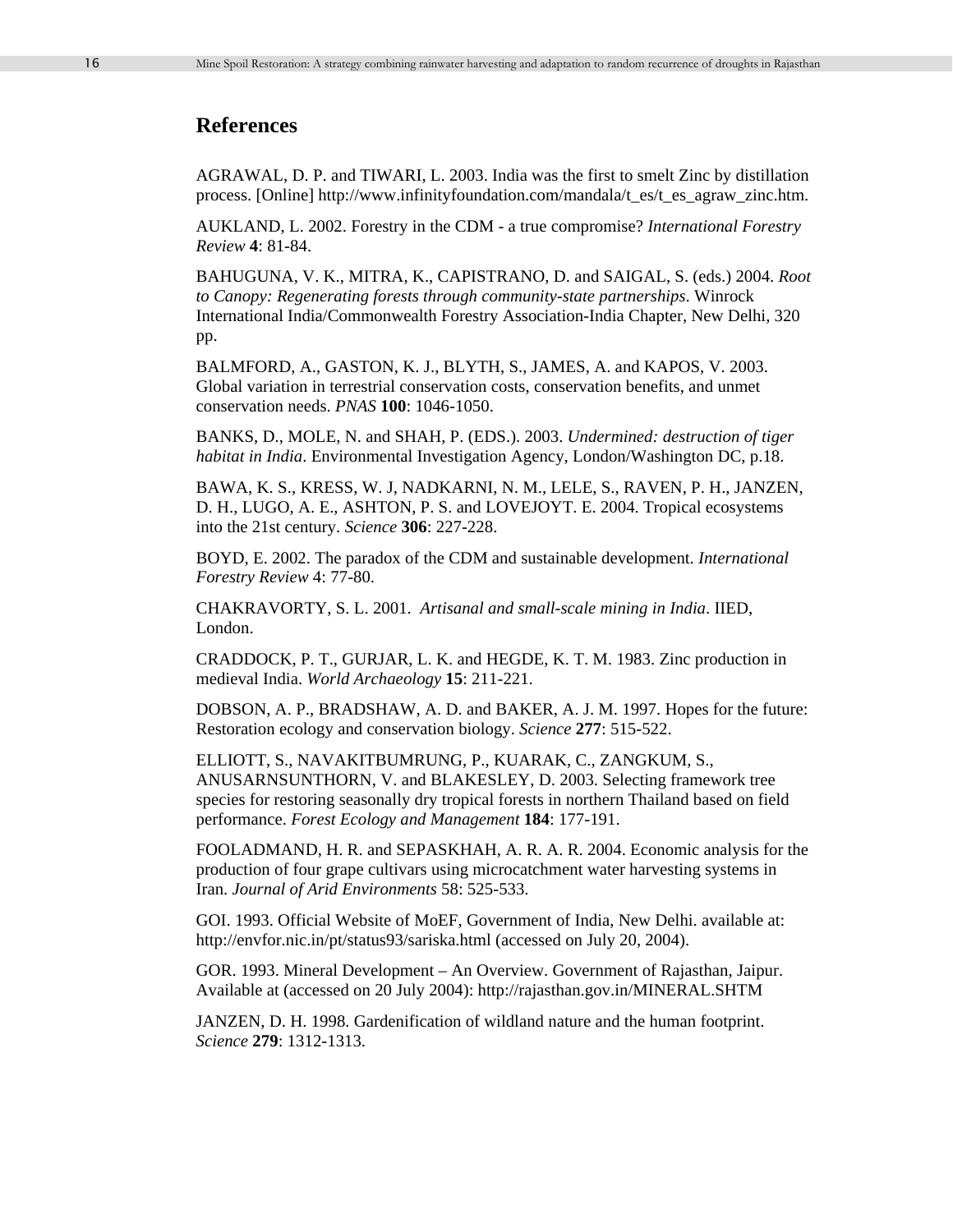## References

AGRAWAL, D. P. and TIWARI, L. 2003. India was the first to smelt Zinc by distillation process. [Online] http://www.infinityfoundation.com/mandala/t_es/t_es_agraw_zinc.htm.

AUKLAND, L. 2002. Forestry in the CDM - a true compromise? *International Forestry Review* **4**: 81-84.

BAHUGUNA, V. K., MITRA, K., CAPISTRANO, D. and SAIGAL, S. (eds.) 2004. *Root to Canopy: Regenerating forests through community-state partnerships*. Winrock International India/Commonwealth Forestry Association-India Chapter, New Delhi, 320 pp.

BALMFORD, A., GASTON, K. J., BLYTH, S., JAMES, A. and KAPOS, V. 2003. Global variation in terrestrial conservation costs, conservation benefits, and unmet conservation needs. *PNAS* **100**: 1046-1050.

BANKS, D., MOLE, N. and SHAH, P. (EDS.). 2003. *Undermined: destruction of tiger habitat in India*. Environmental Investigation Agency, London/Washington DC, p.18.

BAWA, K. S., KRESS, W. J, NADKARNI, N. M., LELE, S., RAVEN, P. H., JANZEN, D. H., LUGO, A. E., ASHTON, P. S. and LOVEJOYT. E. 2004. Tropical ecosystems into the 21st century. *Science* **306**: 227-228.

BOYD, E. 2002. The paradox of the CDM and sustainable development. *International Forestry Review* 4: 77-80.

CHAKRAVORTY, S. L. 2001. *Artisanal and small-scale mining in India*. IIED, London.

CRADDOCK, P. T., GURJAR, L. K. and HEGDE, K. T. M. 1983. Zinc production in medieval India. *World Archaeology* **15**: 211-221.

DOBSON, A. P., BRADSHAW, A. D. and BAKER, A. J. M. 1997. Hopes for the future: Restoration ecology and conservation biology. *Science* **277**: 515-522.

ELLIOTT, S., NAVAKITBUMRUNG, P., KUARAK, C., ZANGKUM, S., ANUSARNSUNTHORN, V. and BLAKESLEY, D. 2003. Selecting framework tree species for restoring seasonally dry tropical forests in northern Thailand based on field performance. *Forest Ecology and Management* **184**: 177-191.

FOOLADMAND, H. R. and SEPASKHAH, A. R. A. R. 2004. Economic analysis for the production of four grape cultivars using microcatchment water harvesting systems in Iran. *Journal of Arid Environments* 58: 525-533.

GOI. 1993. Official Website of MoEF, Government of India, New Delhi. available at: http://envfor.nic.in/pt/status93/sariska.html (accessed on July 20, 2004).

GOR. 1993. Mineral Development – An Overview. Government of Rajasthan, Jaipur. Available at (accessed on 20 July 2004): http://rajasthan.gov.in/MINERAL.SHTM

JANZEN, D. H. 1998. Gardenification of wildland nature and the human footprint. *Science* **279**: 1312-1313.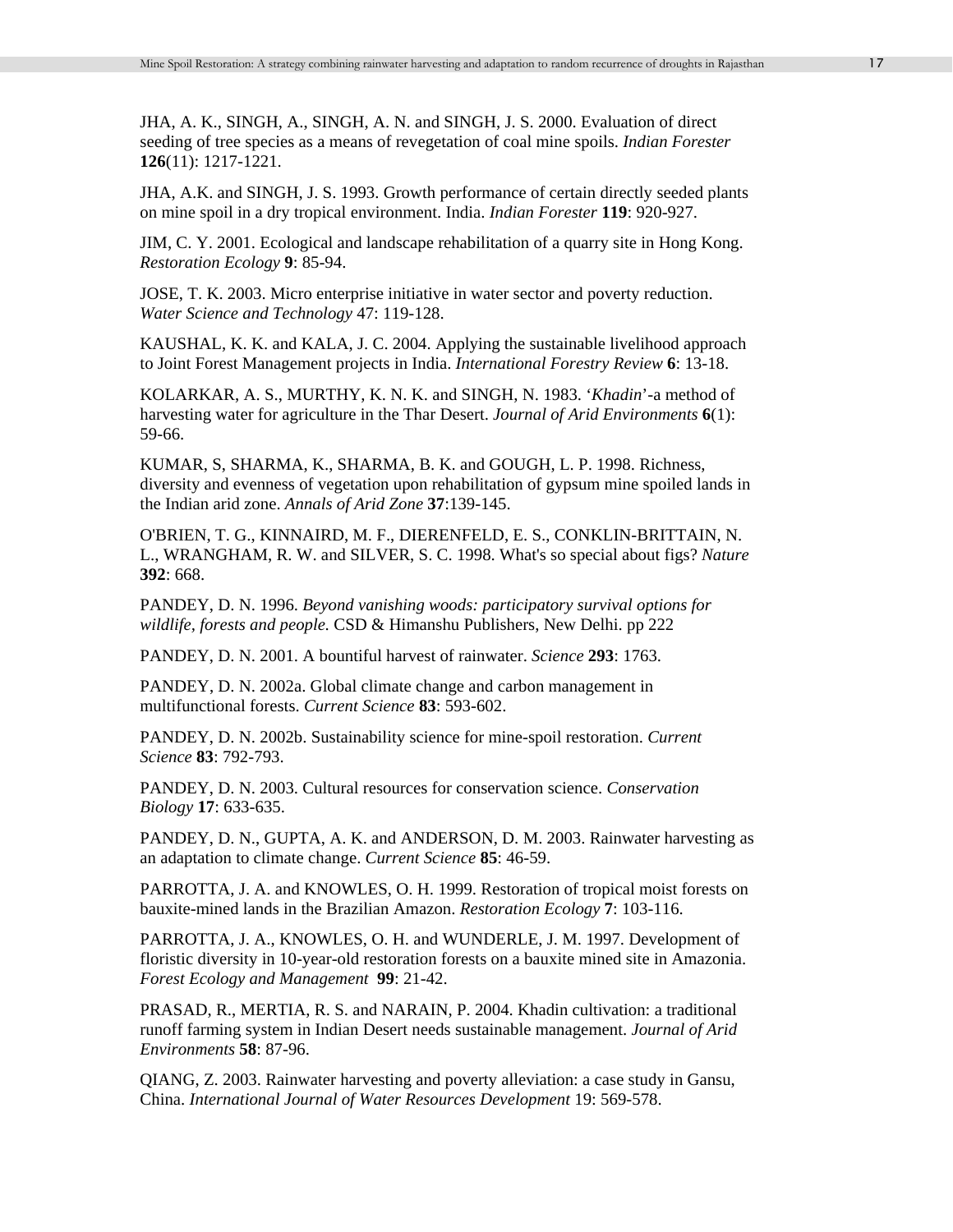JHA, A. K., SINGH, A., SINGH, A. N. and SINGH, J. S. 2000. Evaluation of direct seeding of tree species as a means of revegetation of coal mine spoils. *Indian Forester* **126**(11): 1217-1221.

JHA, A.K. and SINGH, J. S. 1993. Growth performance of certain directly seeded plants on mine spoil in a dry tropical environment. India. *Indian Forester* **119**: 920-927.

JIM, C. Y. 2001. Ecological and landscape rehabilitation of a quarry site in Hong Kong. *Restoration Ecology* **9**: 85-94.

JOSE, T. K. 2003. Micro enterprise initiative in water sector and poverty reduction. *Water Science and Technology* 47: 119-128.

KAUSHAL, K. K. and KALA, J. C. 2004. Applying the sustainable livelihood approach to Joint Forest Management projects in India. *International Forestry Review* **6**: 13-18.

KOLARKAR, A. S., MURTHY, K. N. K. and SINGH, N. 1983. '*Khadin*'-a method of harvesting water for agriculture in the Thar Desert. *Journal of Arid Environments* **6**(1): 59-66.

KUMAR, S, SHARMA, K., SHARMA, B. K. and GOUGH, L. P. 1998. Richness, diversity and evenness of vegetation upon rehabilitation of gypsum mine spoiled lands in the Indian arid zone. *Annals of Arid Zone* **37**:139-145.

O'BRIEN, T. G., KINNAIRD, M. F., DIERENFELD, E. S., CONKLIN-BRITTAIN, N. L., WRANGHAM, R. W. and SILVER, S. C. 1998. What's so special about figs? *Nature* **392**: 668.

PANDEY, D. N. 1996. *Beyond vanishing woods: participatory survival options for wildlife, forests and people.* CSD & Himanshu Publishers, New Delhi. pp 222

PANDEY, D. N. 2001. A bountiful harvest of rainwater. *Science* **293**: 1763.

PANDEY, D. N. 2002a. Global climate change and carbon management in multifunctional forests. *Current Science* **83**: 593-602.

PANDEY, D. N. 2002b. Sustainability science for mine-spoil restoration. *Current Science* **83**: 792-793.

PANDEY, D. N. 2003. Cultural resources for conservation science. *Conservation Biology* **17**: 633-635.

PANDEY, D. N., GUPTA, A. K. and ANDERSON, D. M. 2003. Rainwater harvesting as an adaptation to climate change. *Current Science* **85**: 46-59.

PARROTTA, J. A. and KNOWLES, O. H. 1999. Restoration of tropical moist forests on bauxite-mined lands in the Brazilian Amazon. *Restoration Ecology* **7**: 103-116.

PARROTTA, J. A., KNOWLES, O. H. and WUNDERLE, J. M. 1997. Development of floristic diversity in 10-year-old restoration forests on a bauxite mined site in Amazonia. *Forest Ecology and Management* **99**: 21-42.

PRASAD, R., MERTIA, R. S. and NARAIN, P. 2004. Khadin cultivation: a traditional runoff farming system in Indian Desert needs sustainable management. *Journal of Arid Environments* **58**: 87-96.

QIANG, Z. 2003. Rainwater harvesting and poverty alleviation: a case study in Gansu, China. *International Journal of Water Resources Development* 19: 569-578.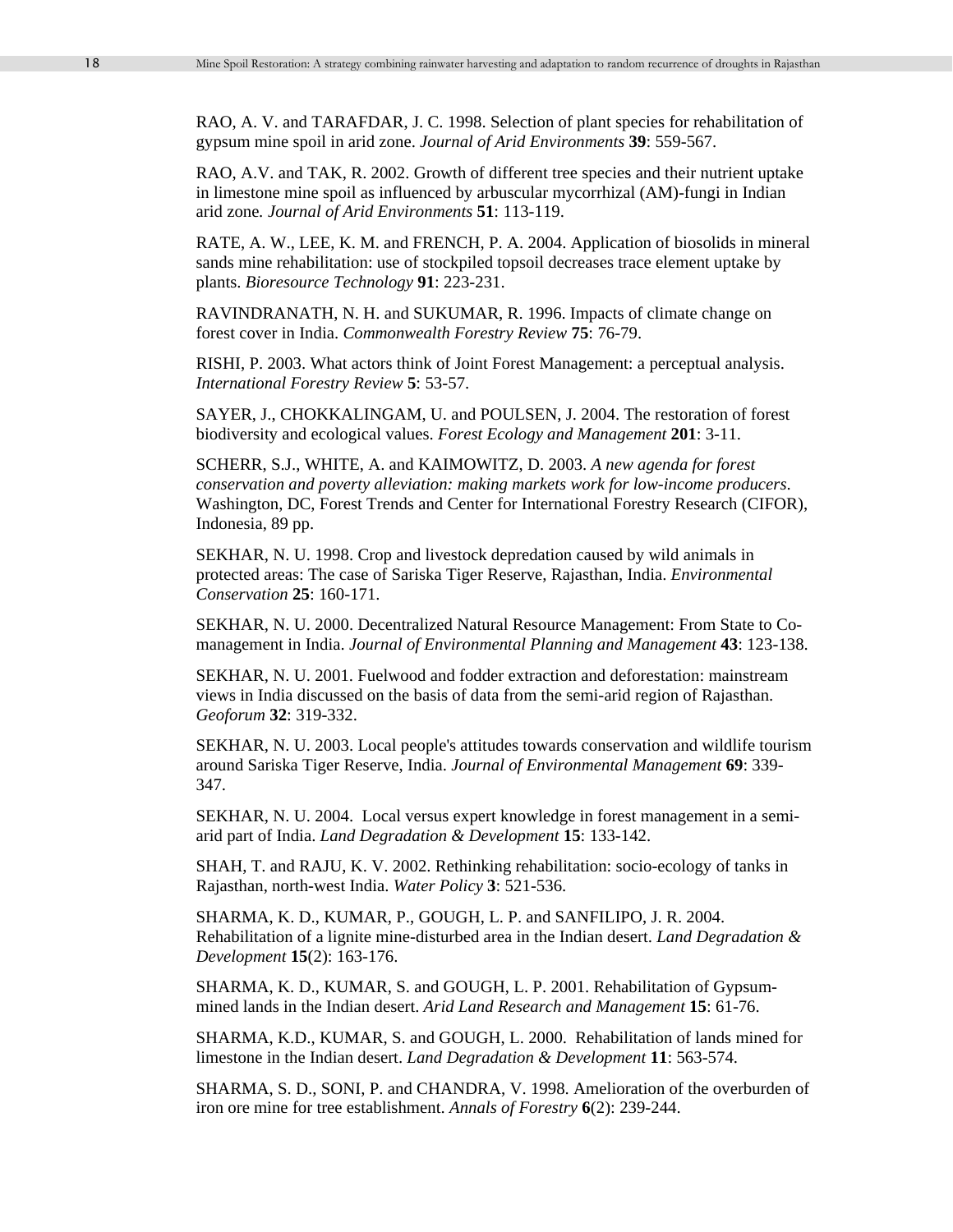RAO, A. V. and TARAFDAR, J. C. 1998. Selection of plant species for rehabilitation of gypsum mine spoil in arid zone. *Journal of Arid Environments* **39**: 559-567.

RAO, A.V. and TAK, R. 2002. Growth of different tree species and their nutrient uptake in limestone mine spoil as influenced by arbuscular mycorrhizal (AM)-fungi in Indian arid zone. *Journal of Arid Environments* **51**: 113-119.

RATE, A. W., LEE, K. M. and FRENCH, P. A. 2004. Application of biosolids in mineral sands mine rehabilitation: use of stockpiled topsoil decreases trace element uptake by plants. *Bioresource Technology* **91**: 223-231.

RAVINDRANATH, N. H. and SUKUMAR, R. 1996. Impacts of climate change on forest cover in India. *Commonwealth Forestry Review* **75**: 76-79.

RISHI, P. 2003. What actors think of Joint Forest Management: a perceptual analysis. *International Forestry Review* **5**: 53-57.

SAYER, J., CHOKKALINGAM, U. and POULSEN, J. 2004. The restoration of forest biodiversity and ecological values. *Forest Ecology and Management* **201**: 3-11.

SCHERR, S.J., WHITE, A. and KAIMOWITZ, D. 2003. *A new agenda for forest conservation and poverty alleviation: making markets work for low-income producers*. Washington, DC, Forest Trends and Center for International Forestry Research (CIFOR), Indonesia, 89 pp.

SEKHAR, N. U. 1998. Crop and livestock depredation caused by wild animals in protected areas: The case of Sariska Tiger Reserve, Rajasthan, India. *Environmental Conservation* **25**: 160-171.

SEKHAR, N. U. 2000. Decentralized Natural Resource Management: From State to Co-management in India. *Journal of Environmental Planning and Management* **43**: 123-138.

SEKHAR, N. U. 2001. Fuelwood and fodder extraction and deforestation: mainstream views in India discussed on the basis of data from the semi-arid region of Rajasthan. *Geoforum* **32**: 319-332.

SEKHAR, N. U. 2003. Local people's attitudes towards conservation and wildlife tourism around Sariska Tiger Reserve, India. *Journal of Environmental Management* **69**: 339-347.

SEKHAR, N. U. 2004. Local versus expert knowledge in forest management in a semi-arid part of India. *Land Degradation & Development* **15**: 133-142.

SHAH, T. and RAJU, K. V. 2002. Rethinking rehabilitation: socio-ecology of tanks in Rajasthan, north-west India. *Water Policy* **3**: 521-536.

SHARMA, K. D., KUMAR, P., GOUGH, L. P. and SANFILIPO, J. R. 2004. Rehabilitation of a lignite mine-disturbed area in the Indian desert. *Land Degradation & Development* **15**(2): 163-176.

SHARMA, K. D., KUMAR, S. and GOUGH, L. P. 2001. Rehabilitation of Gypsum-mined lands in the Indian desert. *Arid Land Research and Management* **15**: 61-76.

SHARMA, K.D., KUMAR, S. and GOUGH, L. 2000. Rehabilitation of lands mined for limestone in the Indian desert. *Land Degradation & Development* **11**: 563-574.

SHARMA, S. D., SONI, P. and CHANDRA, V. 1998. Amelioration of the overburden of iron ore mine for tree establishment. *Annals of Forestry* **6**(2): 239-244.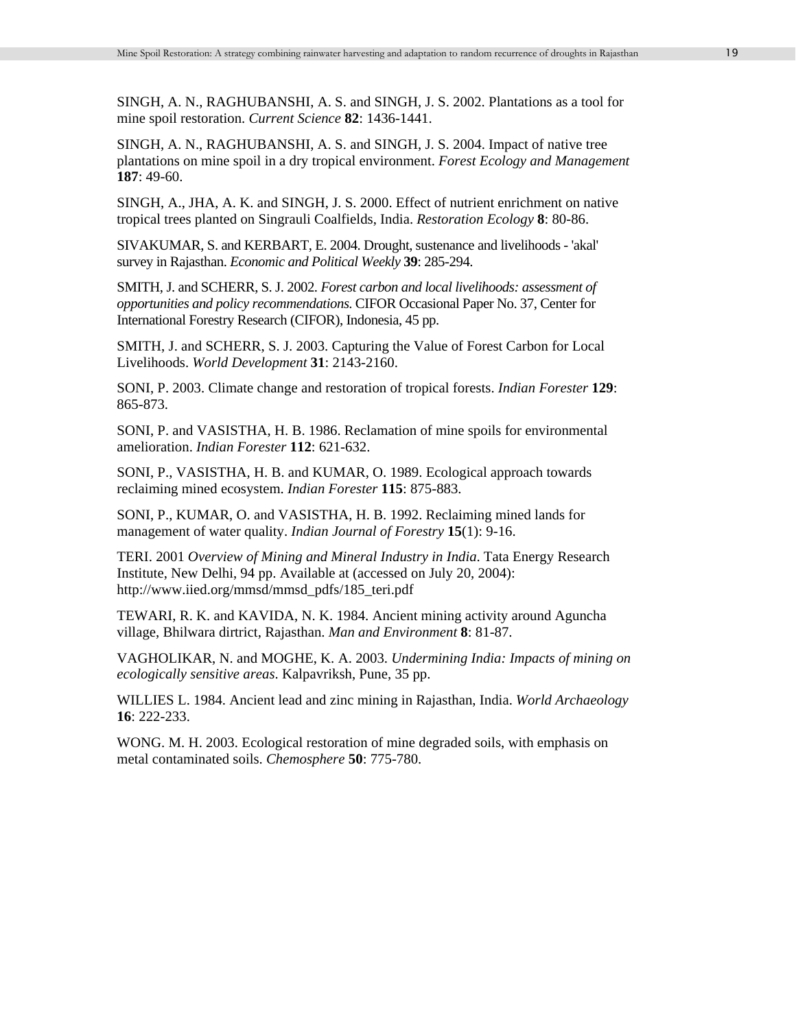SINGH, A. N., RAGHUBANSHI, A. S. and SINGH, J. S. 2002. Plantations as a tool for mine spoil restoration. *Current Science* **82**: 1436-1441.

SINGH, A. N., RAGHUBANSHI, A. S. and SINGH, J. S. 2004. Impact of native tree plantations on mine spoil in a dry tropical environment. *Forest Ecology and Management* **187**: 49-60.

SINGH, A., JHA, A. K. and SINGH, J. S. 2000. Effect of nutrient enrichment on native tropical trees planted on Singrauli Coalfields, India. *Restoration Ecology* **8**: 80-86.

SIVAKUMAR, S. and KERBART, E. 2004. Drought, sustenance and livelihoods - 'akal' survey in Rajasthan. *Economic and Political Weekly* **39**: 285-294.

SMITH, J. and SCHERR, S. J. 2002. *Forest carbon and local livelihoods: assessment of opportunities and policy recommendations.* CIFOR Occasional Paper No. 37, Center for International Forestry Research (CIFOR), Indonesia, 45 pp.

SMITH, J. and SCHERR, S. J. 2003. Capturing the Value of Forest Carbon for Local Livelihoods. *World Development* **31**: 2143-2160.

SONI, P. 2003. Climate change and restoration of tropical forests. *Indian Forester* **129**: 865-873.

SONI, P. and VASISTHA, H. B. 1986. Reclamation of mine spoils for environmental amelioration. *Indian Forester* **112**: 621-632.

SONI, P., VASISTHA, H. B. and KUMAR, O. 1989. Ecological approach towards reclaiming mined ecosystem. *Indian Forester* **115**: 875-883.

SONI, P., KUMAR, O. and VASISTHA, H. B. 1992. Reclaiming mined lands for management of water quality. *Indian Journal of Forestry* **15**(1): 9-16.

TERI. 2001 *Overview of Mining and Mineral Industry in India*. Tata Energy Research Institute, New Delhi, 94 pp. Available at (accessed on July 20, 2004): http://www.iied.org/mmsd/mmsd_pdfs/185_teri.pdf

TEWARI, R. K. and KAVIDA, N. K. 1984. Ancient mining activity around Aguncha village, Bhilwara dirtrict, Rajasthan. *Man and Environment* **8**: 81-87.

VAGHOLIKAR, N. and MOGHE, K. A. 2003. *Undermining India: Impacts of mining on ecologically sensitive areas*. Kalpavriksh, Pune, 35 pp.

WILLIES L. 1984. Ancient lead and zinc mining in Rajasthan, India. *World Archaeology* **16**: 222-233.

WONG. M. H. 2003. Ecological restoration of mine degraded soils, with emphasis on metal contaminated soils. *Chemosphere* **50**: 775-780.